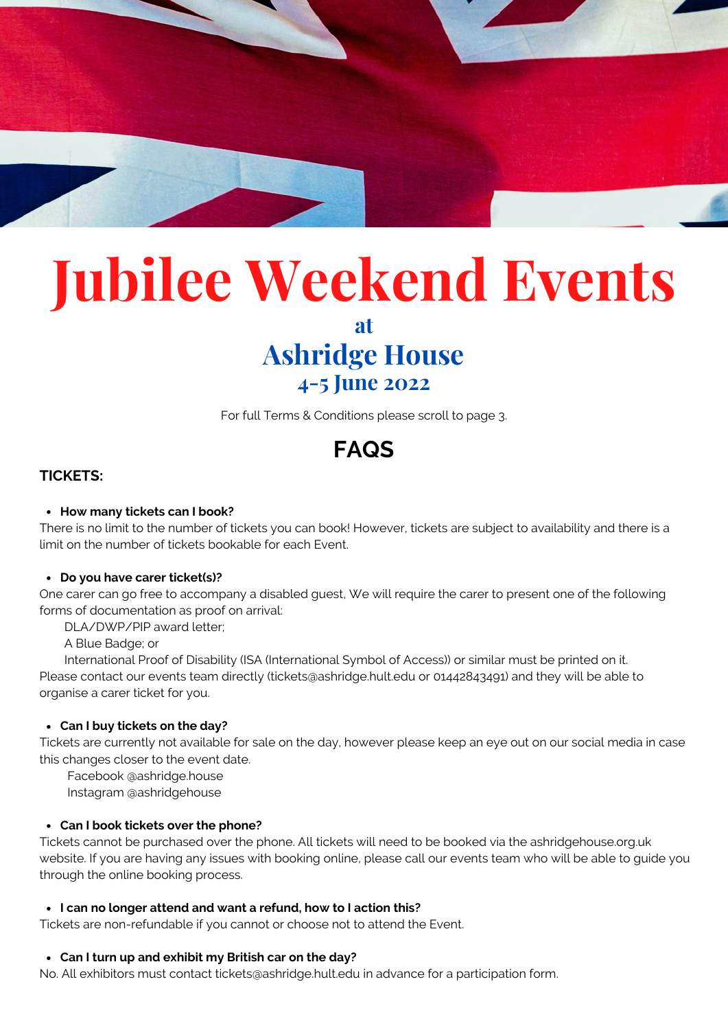# Jubilee Weekend Events

## at
## Ashridge House
## 4-5 June 2022

For full Terms & Conditions please scroll to page 3.

## FAQS

### TICKETS:

- **How many tickets can I book?**

There is no limit to the number of tickets you can book! However, tickets are subject to availability and there is a limit on the number of tickets bookable for each Event.

- **Do you have carer ticket(s)?**

One carer can go free to accompany a disabled guest, We will require the carer to present one of the following forms of documentation as proof on arrival:

DLA/DWP/PIP award letter;
A Blue Badge; or
International Proof of Disability (ISA (International Symbol of Access)) or similar must be printed on it.

Please contact our events team directly (tickets@ashridge.hult.edu or 01442843491) and they will be able to organise a carer ticket for you.

- **Can I buy tickets on the day?**

Tickets are currently not available for sale on the day, however please keep an eye out on our social media in case this changes closer to the event date.

Facebook @ashridge.house
Instagram @ashridgehouse

- **Can I book tickets over the phone?**

Tickets cannot be purchased over the phone. All tickets will need to be booked via the ashridgehouse.org.uk website. If you are having any issues with booking online, please call our events team who will be able to guide you through the online booking process.

- **I can no longer attend and want a refund, how to I action this?**

Tickets are non-refundable if you cannot or choose not to attend the Event.

- **Can I turn up and exhibit my British car on the day?**

No. All exhibitors must contact tickets@ashridge.hult.edu in advance for a participation form.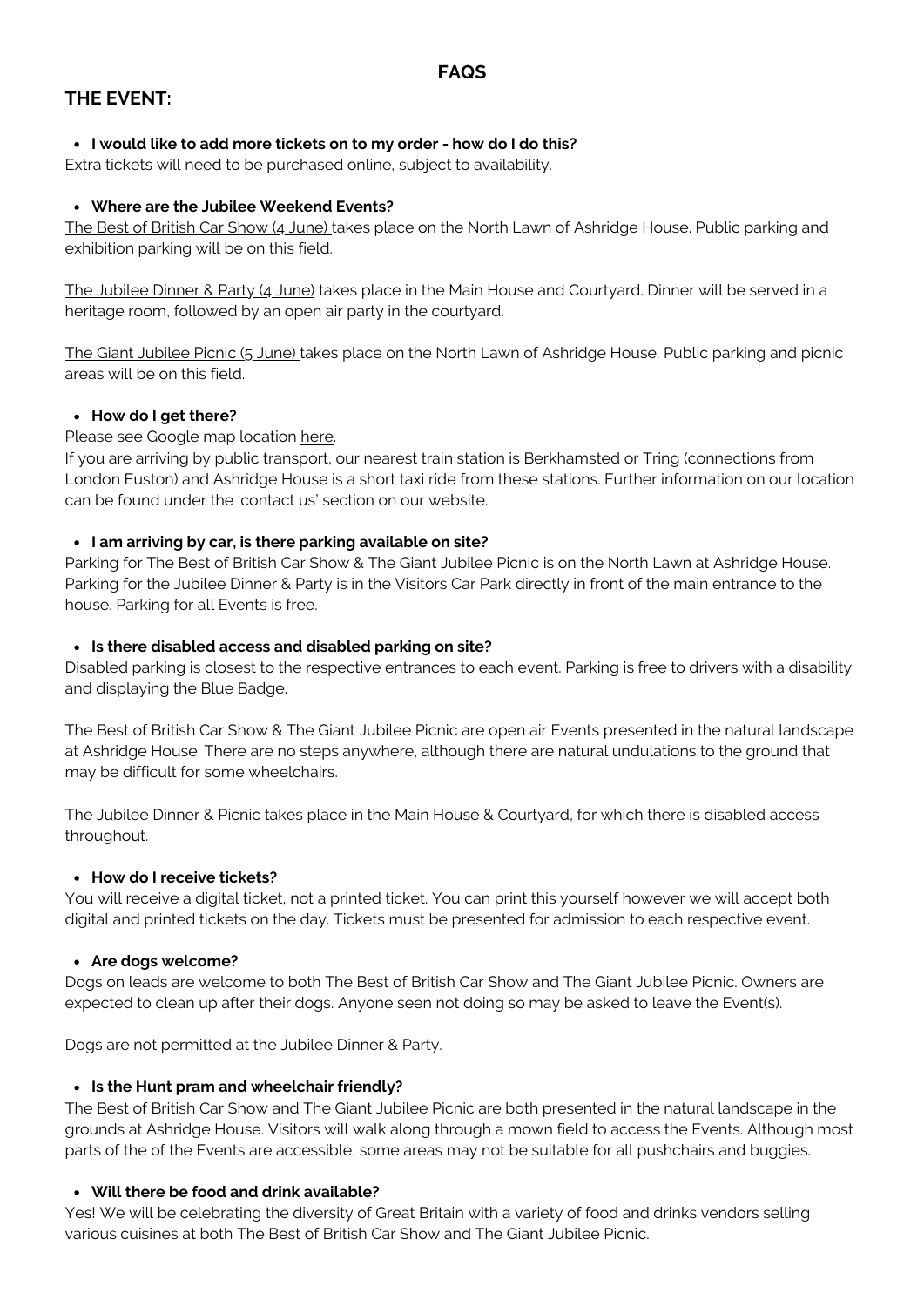# FAQS

## THE EVENT:

- **I would like to add more tickets on to my order - how do I do this?**

Extra tickets will need to be purchased online, subject to availability.

- **Where are the Jubilee Weekend Events?**

The Best of British Car Show (4 June) takes place on the North Lawn of Ashridge House. Public parking and exhibition parking will be on this field.

The Jubilee Dinner & Party (4 June) takes place in the Main House and Courtyard. Dinner will be served in a heritage room, followed by an open air party in the courtyard.

The Giant Jubilee Picnic (5 June) takes place on the North Lawn of Ashridge House. Public parking and picnic areas will be on this field.

- **How do I get there?**

Please see Google map location here.
If you are arriving by public transport, our nearest train station is Berkhamsted or Tring (connections from London Euston) and Ashridge House is a short taxi ride from these stations. Further information on our location can be found under the 'contact us' section on our website.

- **I am arriving by car, is there parking available on site?**

Parking for The Best of British Car Show & The Giant Jubilee Picnic is on the North Lawn at Ashridge House. Parking for the Jubilee Dinner & Party is in the Visitors Car Park directly in front of the main entrance to the house. Parking for all Events is free.

- **Is there disabled access and disabled parking on site?**

Disabled parking is closest to the respective entrances to each event. Parking is free to drivers with a disability and displaying the Blue Badge.

The Best of British Car Show & The Giant Jubilee Picnic are open air Events presented in the natural landscape at Ashridge House. There are no steps anywhere, although there are natural undulations to the ground that may be difficult for some wheelchairs.

The Jubilee Dinner & Picnic takes place in the Main House & Courtyard, for which there is disabled access throughout.

- **How do I receive tickets?**

You will receive a digital ticket, not a printed ticket. You can print this yourself however we will accept both digital and printed tickets on the day. Tickets must be presented for admission to each respective event.

- **Are dogs welcome?**

Dogs on leads are welcome to both The Best of British Car Show and The Giant Jubilee Picnic. Owners are expected to clean up after their dogs. Anyone seen not doing so may be asked to leave the Event(s).

Dogs are not permitted at the Jubilee Dinner & Party.

- **Is the Hunt pram and wheelchair friendly?**

The Best of British Car Show and The Giant Jubilee Picnic are both presented in the natural landscape in the grounds at Ashridge House. Visitors will walk along through a mown field to access the Events. Although most parts of the of the Events are accessible, some areas may not be suitable for all pushchairs and buggies.

- **Will there be food and drink available?**

Yes! We will be celebrating the diversity of Great Britain with a variety of food and drinks vendors selling various cuisines at both The Best of British Car Show and The Giant Jubilee Picnic.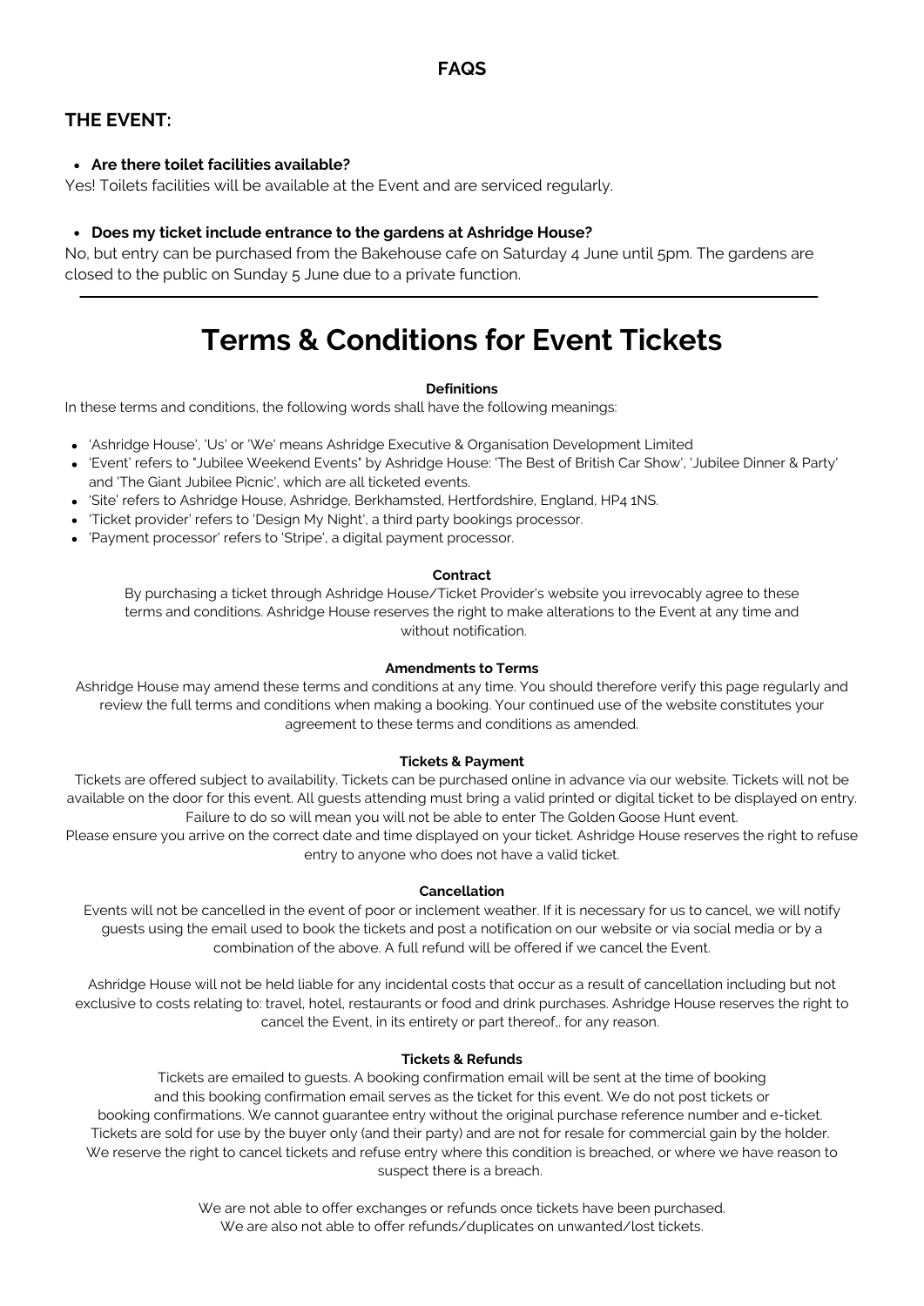## FAQS

### THE EVENT:

- **Are there toilet facilities available?**

Yes! Toilets facilities will be available at the Event and are serviced regularly.

- **Does my ticket include entrance to the gardens at Ashridge House?**

No, but entry can be purchased from the Bakehouse cafe on Saturday 4 June until 5pm. The gardens are closed to the public on Sunday 5 June due to a private function.

---

# Terms & Conditions for Event Tickets

**Definitions**

In these terms and conditions, the following words shall have the following meanings:

- 'Ashridge House', 'Us' or 'We' means Ashridge Executive & Organisation Development Limited
- 'Event' refers to "Jubilee Weekend Events" by Ashridge House: 'The Best of British Car Show', 'Jubilee Dinner & Party' and 'The Giant Jubilee Picnic', which are all ticketed events.
- 'Site' refers to Ashridge House, Ashridge, Berkhamsted, Hertfordshire, England, HP4 1NS.
- 'Ticket provider' refers to 'Design My Night', a third party bookings processor.
- 'Payment processor' refers to 'Stripe', a digital payment processor.

**Contract**

By purchasing a ticket through Ashridge House/Ticket Provider's website you irrevocably agree to these terms and conditions. Ashridge House reserves the right to make alterations to the Event at any time and without notification.

**Amendments to Terms**

Ashridge House may amend these terms and conditions at any time. You should therefore verify this page regularly and review the full terms and conditions when making a booking. Your continued use of the website constitutes your agreement to these terms and conditions as amended.

**Tickets & Payment**

Tickets are offered subject to availability. Tickets can be purchased online in advance via our website. Tickets will not be available on the door for this event. All guests attending must bring a valid printed or digital ticket to be displayed on entry. Failure to do so will mean you will not be able to enter The Golden Goose Hunt event.

Please ensure you arrive on the correct date and time displayed on your ticket. Ashridge House reserves the right to refuse entry to anyone who does not have a valid ticket.

**Cancellation**

Events will not be cancelled in the event of poor or inclement weather. If it is necessary for us to cancel, we will notify guests using the email used to book the tickets and post a notification on our website or via social media or by a combination of the above. A full refund will be offered if we cancel the Event.

Ashridge House will not be held liable for any incidental costs that occur as a result of cancellation including but not exclusive to costs relating to: travel, hotel, restaurants or food and drink purchases. Ashridge House reserves the right to cancel the Event, in its entirety or part thereof,. for any reason.

**Tickets & Refunds**

Tickets are emailed to guests. A booking confirmation email will be sent at the time of booking and this booking confirmation email serves as the ticket for this event. We do not post tickets or booking confirmations. We cannot guarantee entry without the original purchase reference number and e-ticket. Tickets are sold for use by the buyer only (and their party) and are not for resale for commercial gain by the holder. We reserve the right to cancel tickets and refuse entry where this condition is breached, or where we have reason to suspect there is a breach.

We are not able to offer exchanges or refunds once tickets have been purchased.
We are also not able to offer refunds/duplicates on unwanted/lost tickets.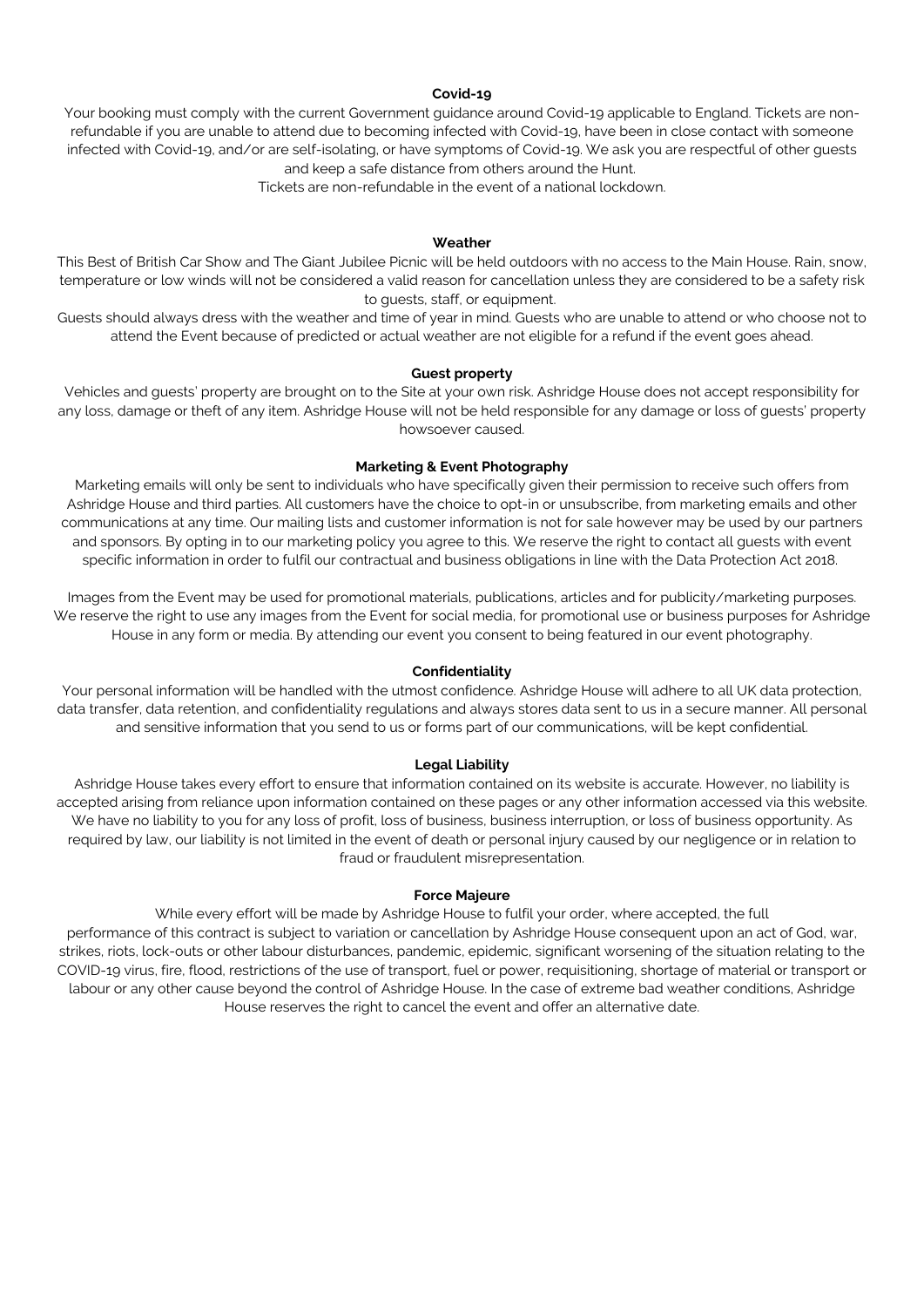**Covid-19**

Your booking must comply with the current Government guidance around Covid-19 applicable to England. Tickets are non-refundable if you are unable to attend due to becoming infected with Covid-19, have been in close contact with someone infected with Covid-19, and/or are self-isolating, or have symptoms of Covid-19. We ask you are respectful of other guests and keep a safe distance from others around the Hunt.

Tickets are non-refundable in the event of a national lockdown.

**Weather**

This Best of British Car Show and The Giant Jubilee Picnic will be held outdoors with no access to the Main House. Rain, snow, temperature or low winds will not be considered a valid reason for cancellation unless they are considered to be a safety risk to guests, staff, or equipment.

Guests should always dress with the weather and time of year in mind. Guests who are unable to attend or who choose not to attend the Event because of predicted or actual weather are not eligible for a refund if the event goes ahead.

**Guest property**

Vehicles and guests' property are brought on to the Site at your own risk. Ashridge House does not accept responsibility for any loss, damage or theft of any item. Ashridge House will not be held responsible for any damage or loss of guests' property howsoever caused.

**Marketing & Event Photography**

Marketing emails will only be sent to individuals who have specifically given their permission to receive such offers from Ashridge House and third parties. All customers have the choice to opt-in or unsubscribe, from marketing emails and other communications at any time. Our mailing lists and customer information is not for sale however may be used by our partners and sponsors. By opting in to our marketing policy you agree to this. We reserve the right to contact all guests with event specific information in order to fulfil our contractual and business obligations in line with the Data Protection Act 2018.

Images from the Event may be used for promotional materials, publications, articles and for publicity/marketing purposes. We reserve the right to use any images from the Event for social media, for promotional use or business purposes for Ashridge House in any form or media. By attending our event you consent to being featured in our event photography.

**Confidentiality**

Your personal information will be handled with the utmost confidence. Ashridge House will adhere to all UK data protection, data transfer, data retention, and confidentiality regulations and always stores data sent to us in a secure manner. All personal and sensitive information that you send to us or forms part of our communications, will be kept confidential.

**Legal Liability**

Ashridge House takes every effort to ensure that information contained on its website is accurate. However, no liability is accepted arising from reliance upon information contained on these pages or any other information accessed via this website. We have no liability to you for any loss of profit, loss of business, business interruption, or loss of business opportunity. As required by law, our liability is not limited in the event of death or personal injury caused by our negligence or in relation to fraud or fraudulent misrepresentation.

**Force Majeure**

While every effort will be made by Ashridge House to fulfil your order, where accepted, the full performance of this contract is subject to variation or cancellation by Ashridge House consequent upon an act of God, war, strikes, riots, lock-outs or other labour disturbances, pandemic, epidemic, significant worsening of the situation relating to the COVID-19 virus, fire, flood, restrictions of the use of transport, fuel or power, requisitioning, shortage of material or transport or labour or any other cause beyond the control of Ashridge House. In the case of extreme bad weather conditions, Ashridge House reserves the right to cancel the event and offer an alternative date.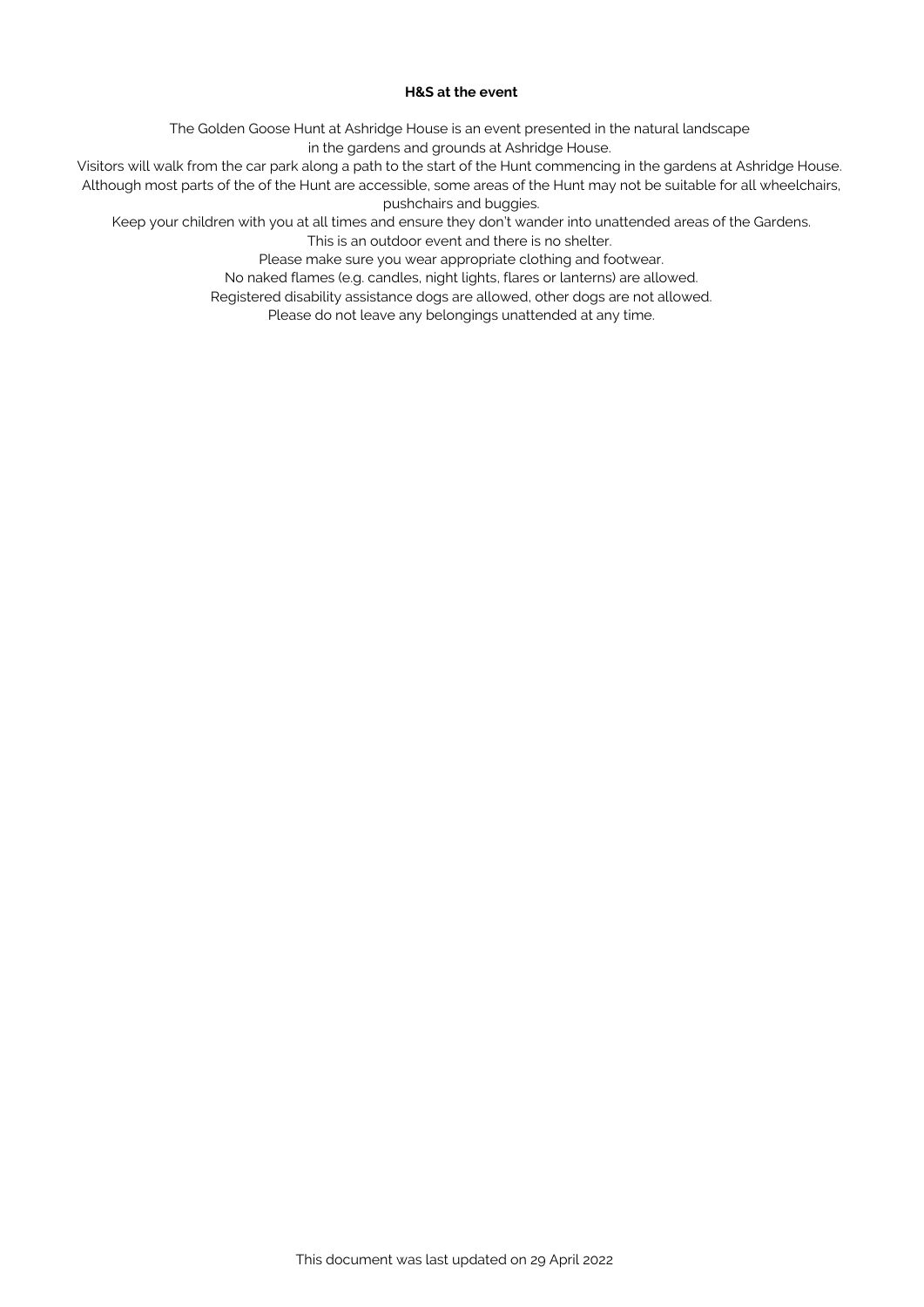**H&S at the event**

The Golden Goose Hunt at Ashridge House is an event presented in the natural landscape in the gardens and grounds at Ashridge House.

Visitors will walk from the car park along a path to the start of the Hunt commencing in the gardens at Ashridge House.

Although most parts of the of the Hunt are accessible, some areas of the Hunt may not be suitable for all wheelchairs, pushchairs and buggies.

Keep your children with you at all times and ensure they don't wander into unattended areas of the Gardens.

This is an outdoor event and there is no shelter.

Please make sure you wear appropriate clothing and footwear.

No naked flames (e.g. candles, night lights, flares or lanterns) are allowed.

Registered disability assistance dogs are allowed, other dogs are not allowed.

Please do not leave any belongings unattended at any time.

This document was last updated on 29 April 2022